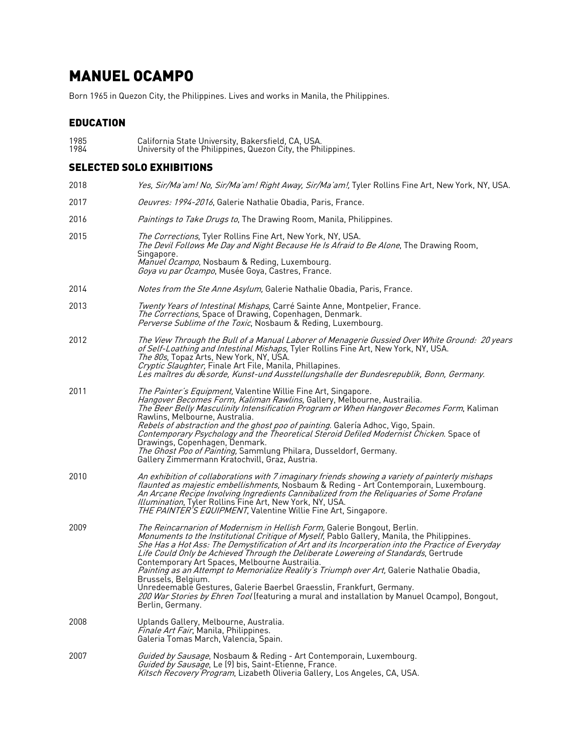# MANUEL OCAMPO

Born 1965 in Quezon City, the Philippines. Lives and works in Manila, the Philippines.

## EDUCATION

1985 California State University, Bakersfield, CA, USA.
1984 University of the Philippines, Quezon City, the Philippines.

## SELECTED SOLO EXHIBITIONS

2018
*Yes, Sir/Ma'am! No, Sir/Ma'am! Right Away, Sir/Ma'am!,* Tyler Rollins Fine Art, New York, NY, USA.

2017
*Oeuvres: 1994-2016*, Galerie Nathalie Obadia, Paris, France.

2016
*Paintings to Take Drugs to*, The Drawing Room, Manila, Philippines.

2015
*The Corrections*, Tyler Rollins Fine Art, New York, NY, USA.
*The Devil Follows Me Day and Night Because He Is Afraid to Be Alone*, The Drawing Room, Singapore.
*Manuel Ocampo*, Nosbaum & Reding, Luxembourg.
*Goya vu par Ocampo*, Musée Goya, Castres, France.

2014
*Notes from the Ste Anne Asylum,* Galerie Nathalie Obadia, Paris, France.

2013
*Twenty Years of Intestinal Mishaps*, Carré Sainte Anne, Montpelier, France.
*The Corrections*, Space of Drawing, Copenhagen, Denmark.
*Perverse Sublime of the Toxic*, Nosbaum & Reding, Luxembourg.

2012
*The View Through the Bull of a Manual Laborer of Menagerie Gussied Over White Ground: 20 years of Self-Loathing and Intestinal Mishaps*, Tyler Rollins Fine Art, New York, NY, USA.
*The 80s*, Topaz Arts, New York, NY, USA.
*Cryptic Slaughter,* Finale Art File, Manila, Phillapines.
*Les maîtres du désorde, Kunst-und Ausstellungshalle der Bundesrepublik, Bonn, Germany.*

2011
*The Painter's Equipment,* Valentine Willie Fine Art, Singapore.
*Hangover Becomes Form, Kaliman Rawlins*, Gallery, Melbourne, Austrailia.
*The Beer Belly Masculinity Intensification Program or When Hangover Becomes Form*, Kaliman Rawlins, Melbourne, Australia.
*Rebels of abstraction and the ghost poo of painting.* Galería Adhoc, Vigo, Spain.
*Contemporary Psychology and the Theoretical Steroid Defiled Modernist Chicken.* Space of Drawings, Copenhagen, Denmark.
*The Ghost Poo of Painting,* Sammlung Philara, Dusseldorf, Germany.
Gallery Zimmermann Kratochvill, Graz, Austria.

2010
*An exhibition of collaborations with 7 imaginary friends showing a variety of painterly mishaps flaunted as majestic embellishments,* Nosbaum & Reding - Art Contemporain, Luxembourg.
*An Arcane Recipe Involving Ingredients Cannibalized from the Reliquaries of Some Profane Illumination*, Tyler Rollins Fine Art, New York, NY, USA.
*THE PAINTER'S EQUIPMENT*, Valentine Willie Fine Art, Singapore.

2009
*The Reincarnarion of Modernism in Hellish Form,* Galerie Bongout, Berlin.
*Monuments to the Institutional Critique of Myself*, Pablo Gallery, Manila, the Philippines.
*She Has a Hot Ass: The Demystification of Art and its Incorperation into the Practice of Everyday Life Could Only be Achieved Through the Deliberate Lowereing of Standards*, Gertrude Contemporary Art Spaces, Melbourne Austrailia.
*Painting as an Attempt to Memorialize Reality's Triumph over Art,* Galerie Nathalie Obadia, Brussels, Belgium.
Unredeemable Gestures, Galerie Baerbel Graesslin, Frankfurt, Germany.
*200 War Stories by Ehren Tool* (featuring a mural and installation by Manuel Ocampo), Bongout, Berlin, Germany.

2008
Uplands Gallery, Melbourne, Australia.
*Finale Art Fair*, Manila, Philippines.
Galeria Tomas March, Valencia, Spain.

2007
*Guided by Sausage*, Nosbaum & Reding - Art Contemporain, Luxembourg.
*Guided by Sausage*, Le (9) bis, Saint-Etienne, France.
*Kitsch Recovery Program*, Lizabeth Oliveria Gallery, Los Angeles, CA, USA.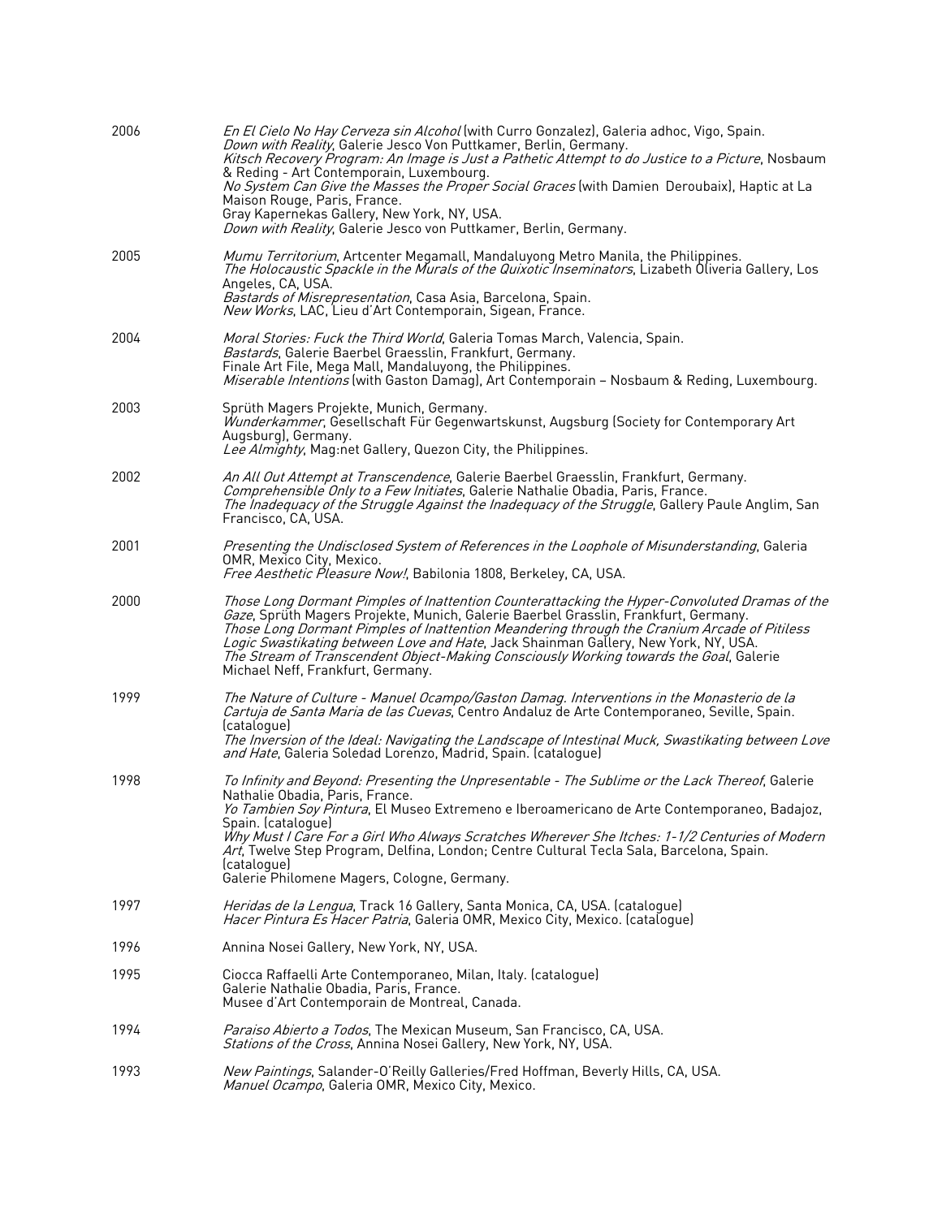2006

*En El Cielo No Hay Cerveza sin Alcohol* (with Curro Gonzalez), Galeria adhoc, Vigo, Spain.
*Down with Reality*, Galerie Jesco Von Puttkamer, Berlin, Germany.
*Kitsch Recovery Program: An Image is Just a Pathetic Attempt to do Justice to a Picture*, Nosbaum & Reding - Art Contemporain, Luxembourg.
*No System Can Give the Masses the Proper Social Graces* (with Damien Deroubaix), Haptic at La Maison Rouge, Paris, France.
Gray Kapernekas Gallery, New York, NY, USA.
*Down with Reality*, Galerie Jesco von Puttkamer, Berlin, Germany.

2005

*Mumu Territorium*, Artcenter Megamall, Mandaluyong Metro Manila, the Philippines.
*The Holocaustic Spackle in the Murals of the Quixotic Inseminators*, Lizabeth Oliveria Gallery, Los Angeles, CA, USA.
*Bastards of Misrepresentation*, Casa Asia, Barcelona, Spain.
*New Works*, LAC, Lieu d'Art Contemporain, Sigean, France.

2004

*Moral Stories: Fuck the Third World*, Galeria Tomas March, Valencia, Spain.
*Bastards*, Galerie Baerbel Graesslin, Frankfurt, Germany.
Finale Art File, Mega Mall, Mandaluyong, the Philippines.
*Miserable Intentions* (with Gaston Damag), Art Contemporain – Nosbaum & Reding, Luxembourg.

2003

Sprüth Magers Projekte, Munich, Germany.
*Wunderkammer*, Gesellschaft Für Gegenwartskunst, Augsburg (Society for Contemporary Art Augsburg), Germany.
*Lee Almighty*, Mag:net Gallery, Quezon City, the Philippines.

2002

*An All Out Attempt at Transcendence*, Galerie Baerbel Graesslin, Frankfurt, Germany.
*Comprehensible Only to a Few Initiates*, Galerie Nathalie Obadia, Paris, France.
*The Inadequacy of the Struggle Against the Inadequacy of the Struggle*, Gallery Paule Anglim, San Francisco, CA, USA.

2001

*Presenting the Undisclosed System of References in the Loophole of Misunderstanding*, Galeria OMR, Mexico City, Mexico.
*Free Aesthetic Pleasure Now!*, Babilonia 1808, Berkeley, CA, USA.

2000

*Those Long Dormant Pimples of Inattention Counterattacking the Hyper-Convoluted Dramas of the Gaze*, Sprüth Magers Projekte, Munich, Galerie Baerbel Grasslin, Frankfurt, Germany.
*Those Long Dormant Pimples of Inattention Meandering through the Cranium Arcade of Pitiless Logic Swastikating between Love and Hate*, Jack Shainman Gallery, New York, NY, USA.
*The Stream of Transcendent Object-Making Consciously Working towards the Goal*, Galerie Michael Neff, Frankfurt, Germany.

1999

*The Nature of Culture - Manuel Ocampo/Gaston Damag. Interventions in the Monasterio de la Cartuja de Santa Maria de las Cuevas*, Centro Andaluz de Arte Contemporaneo, Seville, Spain. (catalogue)
*The Inversion of the Ideal: Navigating the Landscape of Intestinal Muck, Swastikating between Love and Hate*, Galeria Soledad Lorenzo, Madrid, Spain. (catalogue)

1998

*To Infinity and Beyond: Presenting the Unpresentable - The Sublime or the Lack Thereof*, Galerie Nathalie Obadia, Paris, France.
*Yo Tambien Soy Pintura*, El Museo Extremeno e Iberoamericano de Arte Contemporaneo, Badajoz, Spain. (catalogue)
*Why Must I Care For a Girl Who Always Scratches Wherever She Itches: 1-1/2 Centuries of Modern Art*, Twelve Step Program, Delfina, London; Centre Cultural Tecla Sala, Barcelona, Spain. (catalogue)
Galerie Philomene Magers, Cologne, Germany.

1997

*Heridas de la Lengua*, Track 16 Gallery, Santa Monica, CA, USA. (catalogue)
*Hacer Pintura Es Hacer Patria*, Galeria OMR, Mexico City, Mexico. (catalogue)

1996

Annina Nosei Gallery, New York, NY, USA.

1995

Ciocca Raffaelli Arte Contemporaneo, Milan, Italy. (catalogue)
Galerie Nathalie Obadia, Paris, France.
Musee d'Art Contemporain de Montreal, Canada.

1994

*Paraiso Abierto a Todos*, The Mexican Museum, San Francisco, CA, USA.
*Stations of the Cross*, Annina Nosei Gallery, New York, NY, USA.

1993

*New Paintings*, Salander-O'Reilly Galleries/Fred Hoffman, Beverly Hills, CA, USA.
*Manuel Ocampo*, Galeria OMR, Mexico City, Mexico.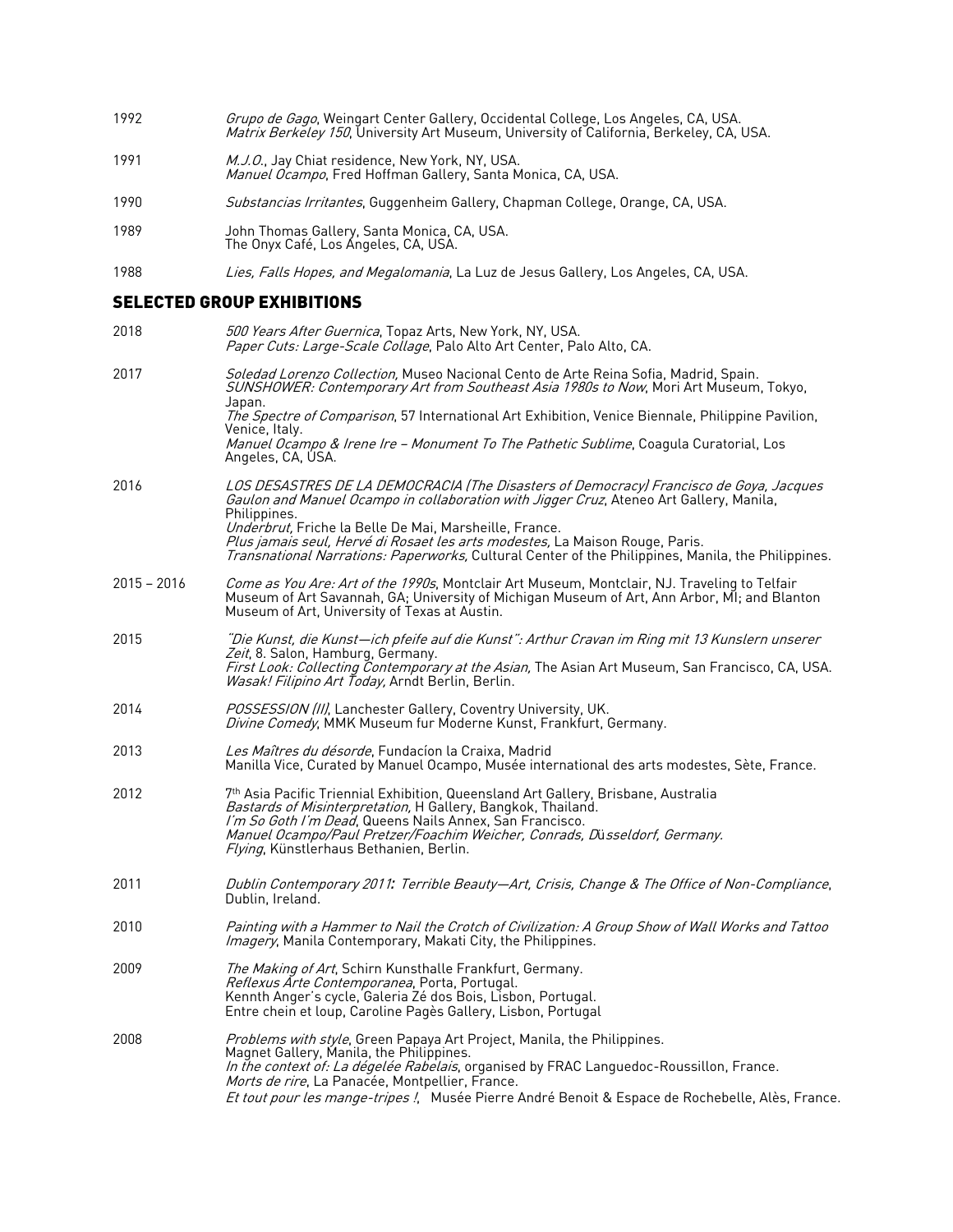1992 *Grupo de Gago*, Weingart Center Gallery, Occidental College, Los Angeles, CA, USA.
*Matrix Berkeley 150*, University Art Museum, University of California, Berkeley, CA, USA.

1991 *M.J.O.*, Jay Chiat residence, New York, NY, USA.
*Manuel Ocampo*, Fred Hoffman Gallery, Santa Monica, CA, USA.

1990 *Substancias Irritantes*, Guggenheim Gallery, Chapman College, Orange, CA, USA.

1989 John Thomas Gallery, Santa Monica, CA, USA.
The Onyx Café, Los Angeles, CA, USA.

1988 *Lies, Falls Hopes, and Megalomania*, La Luz de Jesus Gallery, Los Angeles, CA, USA.

## SELECTED GROUP EXHIBITIONS

2018 *500 Years After Guernica*, Topaz Arts, New York, NY, USA.
*Paper Cuts: Large-Scale Collage*, Palo Alto Art Center, Palo Alto, CA.

2017 *Soledad Lorenzo Collection,* Museo Nacional Cento de Arte Reina Sofia, Madrid, Spain.
*SUNSHOWER: Contemporary Art from Southeast Asia 1980s to Now*, Mori Art Museum, Tokyo, Japan.
*The Spectre of Comparison*, 57 International Art Exhibition, Venice Biennale, Philippine Pavilion, Venice, Italy.
*Manuel Ocampo & Irene Ire – Monument To The Pathetic Sublime*, Coagula Curatorial, Los Angeles, CA, USA.

2016 *LOS DESASTRES DE LA DEMOCRACIA (The Disasters of Democracy) Francisco de Goya, Jacques Gaulon and Manuel Ocampo in collaboration with Jigger Cruz*, Ateneo Art Gallery, Manila, Philippines.
*Underbrut,* Friche la Belle De Mai, Marsheille, France.
*Plus jamais seul, Hervé di Rosaet les arts modestes,* La Maison Rouge, Paris.
*Transnational Narrations: Paperworks,* Cultural Center of the Philippines, Manila, the Philippines.

2015 – 2016 *Come as You Are: Art of the 1990s*, Montclair Art Museum, Montclair, NJ. Traveling to Telfair Museum of Art Savannah, GA; University of Michigan Museum of Art, Ann Arbor, MI; and Blanton Museum of Art, University of Texas at Austin.

2015 *"Die Kunst, die Kunst—ich pfeife auf die Kunst": Arthur Cravan im Ring mit 13 Kunslern unserer Zeit*, 8. Salon, Hamburg, Germany.
*First Look: Collecting Contemporary at the Asian,* The Asian Art Museum, San Francisco, CA, USA.
*Wasak! Filipino Art Today,* Arndt Berlin, Berlin.

2014 *POSSESSION (II)*, Lanchester Gallery, Coventry University, UK.
*Divine Comedy*, MMK Museum fur Moderne Kunst, Frankfurt, Germany.

2013 *Les Maîtres du désorde*, Fundacíon la Craixa, Madrid
Manilla Vice, Curated by Manuel Ocampo, Musée international des arts modestes, Sète, France.

2012 7th Asia Pacific Triennial Exhibition, Queensland Art Gallery, Brisbane, Australia
*Bastards of Misinterpretation,* H Gallery, Bangkok, Thailand.
*I'm So Goth I'm Dead*, Queens Nails Annex, San Francisco.
*Manuel Ocampo/Paul Pretzer/Foachim Weicher, Conrads, Düsseldorf, Germany.*
*Flying*, Künstlerhaus Bethanien, Berlin.

2011 *Dublin Contemporary 2011: Terrible Beauty—Art, Crisis, Change & The Office of Non-Compliance*, Dublin, Ireland.

2010 *Painting with a Hammer to Nail the Crotch of Civilization: A Group Show of Wall Works and Tattoo Imagery*, Manila Contemporary, Makati City, the Philippines.

2009 *The Making of Art*, Schirn Kunsthalle Frankfurt, Germany.
*Reflexus Arte Contemporanea*, Porta, Portugal.
Kennth Anger's cycle, Galeria Zé dos Bois, Lisbon, Portugal.
Entre chein et loup, Caroline Pagès Gallery, Lisbon, Portugal

2008 *Problems with style*, Green Papaya Art Project, Manila, the Philippines.
Magnet Gallery, Manila, the Philippines.
*In the context of: La dégelée Rabelais*, organised by FRAC Languedoc-Roussillon, France.
*Morts de rire*, La Panacée, Montpellier, France.
*Et tout pour les mange-tripes !*, Musée Pierre André Benoit & Espace de Rochebelle, Alès, France.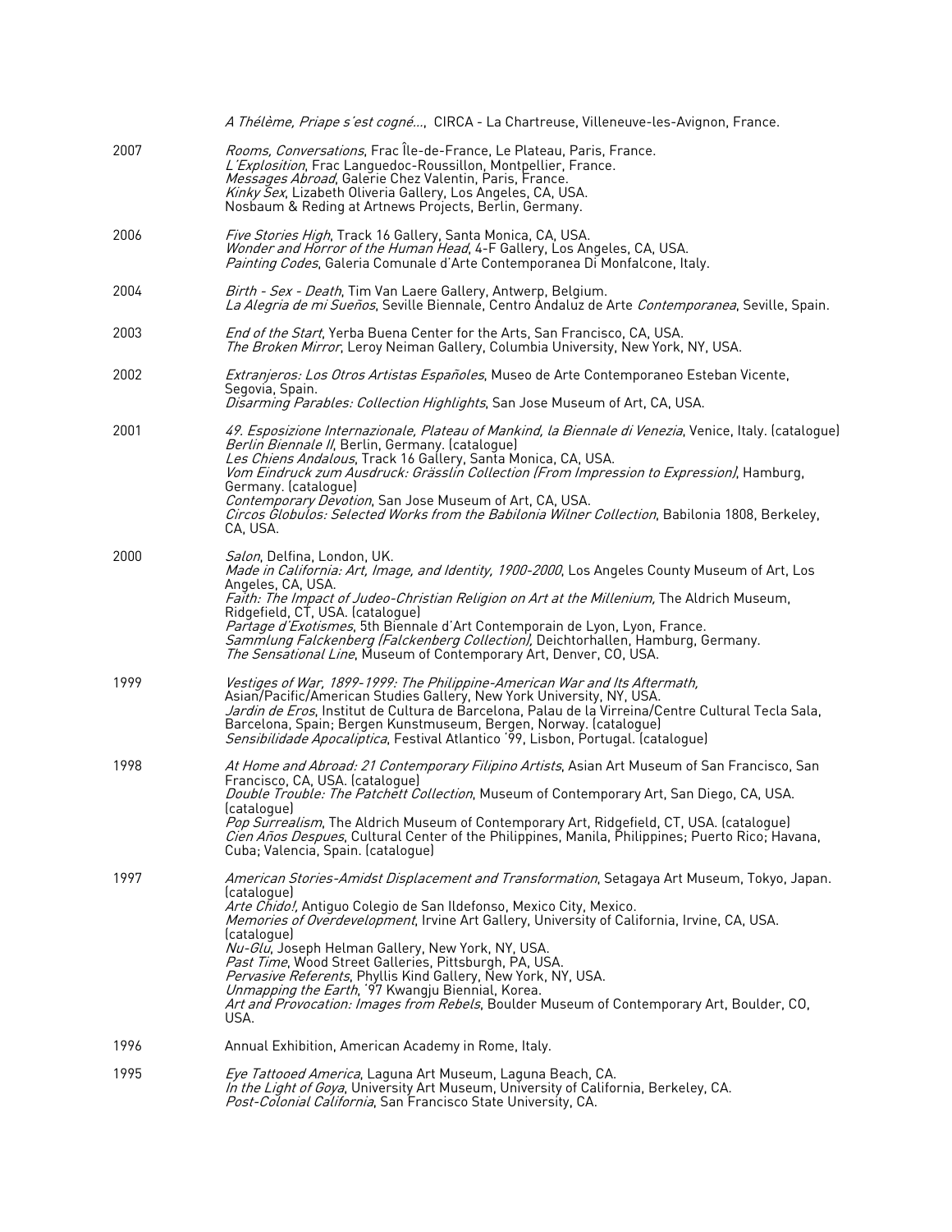*A Thélème, Priape s'est cogné...*, CIRCA - La Chartreuse, Villeneuve-les-Avignon, France.

**2007**

*Rooms, Conversations*, Frac Île-de-France, Le Plateau, Paris, France.
*L'Explosition*, Frac Languedoc-Roussillon, Montpellier, France.
*Messages Abroad*, Galerie Chez Valentin, Paris, France.
*Kinky Sex*, Lizabeth Oliveria Gallery, Los Angeles, CA, USA.
Nosbaum & Reding at Artnews Projects, Berlin, Germany.

**2006**

*Five Stories High*, Track 16 Gallery, Santa Monica, CA, USA.
*Wonder and Horror of the Human Head*, 4-F Gallery, Los Angeles, CA, USA.
*Painting Codes*, Galeria Comunale d'Arte Contemporanea Di Monfalcone, Italy.

**2004**

*Birth - Sex - Death*, Tim Van Laere Gallery, Antwerp, Belgium.
*La Alegria de mi Sueños*, Seville Biennale, Centro Andaluz de Arte *Contemporanea*, Seville, Spain.

**2003**

*End of the Start*, Yerba Buena Center for the Arts, San Francisco, CA, USA.
*The Broken Mirror*, Leroy Neiman Gallery, Columbia University, New York, NY, USA.

**2002**

*Extranjeros: Los Otros Artistas Españoles*, Museo de Arte Contemporaneo Esteban Vicente, Segovia, Spain.
*Disarming Parables: Collection Highlights*, San Jose Museum of Art, CA, USA.

**2001**

*49. Esposizione Internazionale, Plateau of Mankind, la Biennale di Venezia*, Venice, Italy. (catalogue)
*Berlin Biennale II*, Berlin, Germany. (catalogue)
*Les Chiens Andalous*, Track 16 Gallery, Santa Monica, CA, USA.
*Vom Eindruck zum Ausdruck: Grässlin Collection (From Impression to Expression)*, Hamburg, Germany. (catalogue)
*Contemporary Devotion*, San Jose Museum of Art, CA, USA.
*Circos Globulos: Selected Works from the Babilonia Wilner Collection*, Babilonia 1808, Berkeley, CA, USA.

**2000**

*Salon*, Delfina, London, UK.
*Made in California: Art, Image, and Identity, 1900-2000*, Los Angeles County Museum of Art, Los Angeles, CA, USA.
*Faith: The Impact of Judeo-Christian Religion on Art at the Millenium,* The Aldrich Museum, Ridgefield, CT, USA. (catalogue)
*Partage d'Exotismes*, 5th Biennale d'Art Contemporain de Lyon, Lyon, France.
*Sammlung Falckenberg (Falckenberg Collection)*, Deichtorhallen, Hamburg, Germany.
*The Sensational Line*, Museum of Contemporary Art, Denver, CO, USA.

**1999**

*Vestiges of War, 1899-1999: The Philippine-American War and Its Aftermath,* Asian/Pacific/American Studies Gallery, New York University, NY, USA.
*Jardin de Eros*, Institut de Cultura de Barcelona, Palau de la Virreina/Centre Cultural Tecla Sala, Barcelona, Spain; Bergen Kunstmuseum, Bergen, Norway. (catalogue)
*Sensibilidade Apocaliptica*, Festival Atlantico '99, Lisbon, Portugal. (catalogue)

**1998**

*At Home and Abroad: 21 Contemporary Filipino Artists*, Asian Art Museum of San Francisco, San Francisco, CA, USA. (catalogue)
*Double Trouble: The Patchett Collection*, Museum of Contemporary Art, San Diego, CA, USA. (catalogue)
*Pop Surrealism*, The Aldrich Museum of Contemporary Art, Ridgefield, CT, USA. (catalogue)
*Cien Años Despues*, Cultural Center of the Philippines, Manila, Philippines; Puerto Rico; Havana, Cuba; Valencia, Spain. (catalogue)

**1997**

*American Stories-Amidst Displacement and Transformation*, Setagaya Art Museum, Tokyo, Japan. (catalogue)
*Arte Chido!*, Antiguo Colegio de San Ildefonso, Mexico City, Mexico.
*Memories of Overdevelopment*, Irvine Art Gallery, University of California, Irvine, CA, USA. (catalogue)
*Nu-Glu*, Joseph Helman Gallery, New York, NY, USA.
*Past Time*, Wood Street Galleries, Pittsburgh, PA, USA.
*Pervasive Referents*, Phyllis Kind Gallery, New York, NY, USA.
*Unmapping the Earth*, '97 Kwangju Biennial, Korea.
*Art and Provocation: Images from Rebels*, Boulder Museum of Contemporary Art, Boulder, CO, USA.

**1996**

Annual Exhibition, American Academy in Rome, Italy.

**1995**

*Eye Tattooed America*, Laguna Art Museum, Laguna Beach, CA.
*In the Light of Goya*, University Art Museum, University of California, Berkeley, CA.
*Post-Colonial California*, San Francisco State University, CA.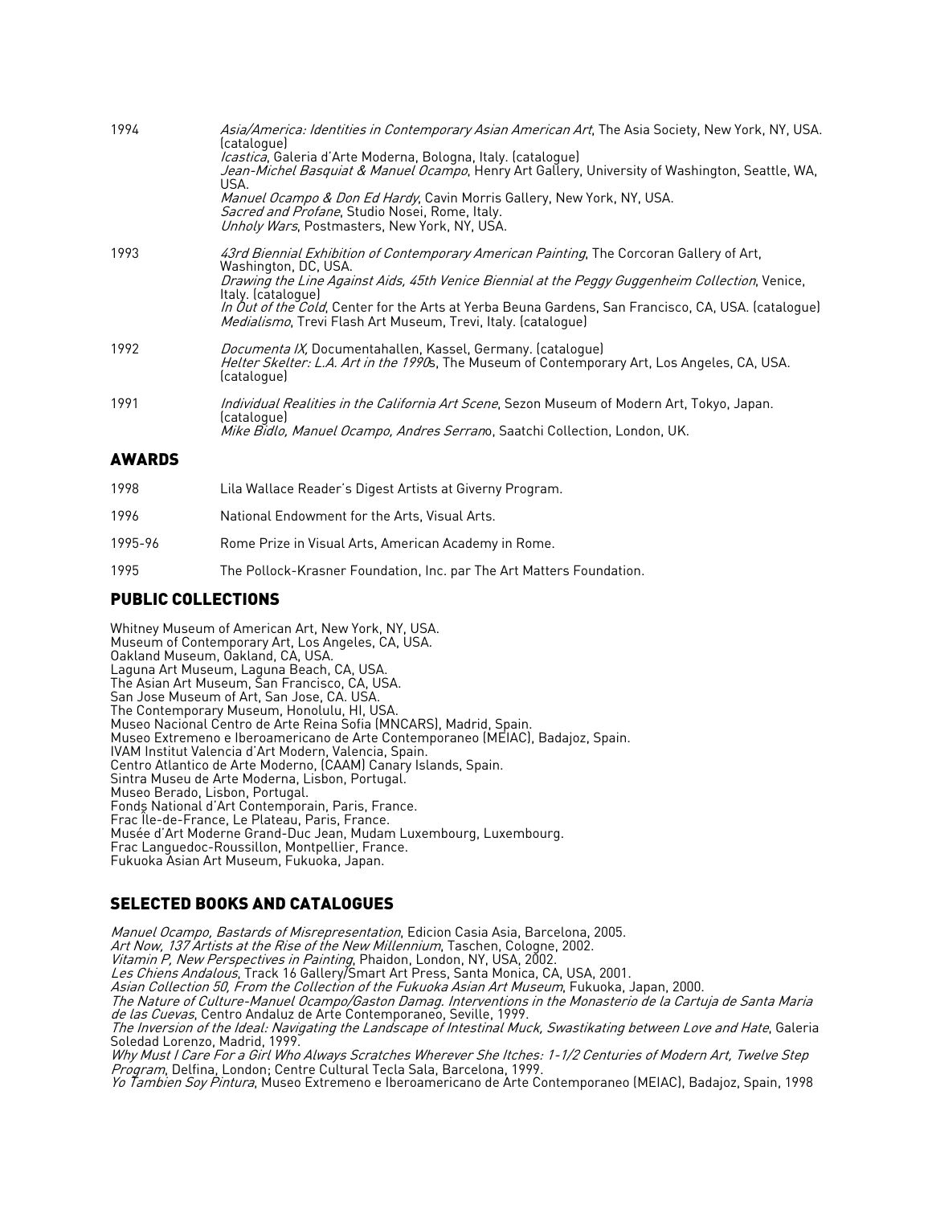| | |
|---|---|
| 1994 | *Asia/America: Identities in Contemporary Asian American Art*, The Asia Society, New York, NY, USA. (catalogue)<br>*Icastica*, Galeria d'Arte Moderna, Bologna, Italy. (catalogue)<br>*Jean-Michel Basquiat & Manuel Ocampo*, Henry Art Gallery, University of Washington, Seattle, WA, USA.<br>*Manuel Ocampo & Don Ed Hardy*, Cavin Morris Gallery, New York, NY, USA.<br>*Sacred and Profane*, Studio Nosei, Rome, Italy.<br>*Unholy Wars*, Postmasters, New York, NY, USA. |
| 1993 | *43rd Biennial Exhibition of Contemporary American Painting*, The Corcoran Gallery of Art, Washington, DC, USA.<br>*Drawing the Line Against Aids, 45th Venice Biennial at the Peggy Guggenheim Collection*, Venice, Italy. (catalogue)<br>*In Out of the Cold*, Center for the Arts at Yerba Beuna Gardens, San Francisco, CA, USA. (catalogue)<br>*Medialismo*, Trevi Flash Art Museum, Trevi, Italy. (catalogue) |
| 1992 | *Documenta IX*, Documentahallen, Kassel, Germany. (catalogue)<br>*Helter Skelter: L.A. Art in the 1990s*, The Museum of Contemporary Art, Los Angeles, CA, USA. (catalogue) |
| 1991 | *Individual Realities in the California Art Scene*, Sezon Museum of Modern Art, Tokyo, Japan. (catalogue)<br>*Mike Bidlo, Manuel Ocampo, Andres Serrano*, Saatchi Collection, London, UK. |

## AWARDS

| | |
|---|---|
| 1998 | Lila Wallace Reader's Digest Artists at Giverny Program. |
| 1996 | National Endowment for the Arts, Visual Arts. |
| 1995-96 | Rome Prize in Visual Arts, American Academy in Rome. |
| 1995 | The Pollock-Krasner Foundation, Inc. par The Art Matters Foundation. |

## PUBLIC COLLECTIONS

Whitney Museum of American Art, New York, NY, USA.
Museum of Contemporary Art, Los Angeles, CA, USA.
Oakland Museum, Oakland, CA, USA.
Laguna Art Museum, Laguna Beach, CA, USA.
The Asian Art Museum, San Francisco, CA, USA.
San Jose Museum of Art, San Jose, CA. USA.
The Contemporary Museum, Honolulu, HI, USA.
Museo Nacional Centro de Arte Reina Sofia (MNCARS), Madrid, Spain.
Museo Extremeno e Iberoamericano de Arte Contemporaneo (MEIAC), Badajoz, Spain.
IVAM Institut Valencia d'Art Modern, Valencia, Spain.
Centro Atlantico de Arte Moderno, (CAAM) Canary Islands, Spain.
Sintra Museu de Arte Moderna, Lisbon, Portugal.
Museo Berado, Lisbon, Portugal.
Fonds National d'Art Contemporain, Paris, France.
Frac Île-de-France, Le Plateau, Paris, France.
Musée d'Art Moderne Grand-Duc Jean, Mudam Luxembourg, Luxembourg.
Frac Languedoc-Roussillon, Montpellier, France.
Fukuoka Asian Art Museum, Fukuoka, Japan.

## SELECTED BOOKS AND CATALOGUES

*Manuel Ocampo, Bastards of Misrepresentation*, Edicion Casia Asia, Barcelona, 2005.
*Art Now, 137 Artists at the Rise of the New Millennium*, Taschen, Cologne, 2002.
*Vitamin P, New Perspectives in Painting*, Phaidon, London, NY, USA, 2002.
*Les Chiens Andalous*, Track 16 Gallery/Smart Art Press, Santa Monica, CA, USA, 2001.
*Asian Collection 50, From the Collection of the Fukuoka Asian Art Museum*, Fukuoka, Japan, 2000.
*The Nature of Culture-Manuel Ocampo/Gaston Damag. Interventions in the Monasterio de la Cartuja de Santa Maria de las Cuevas*, Centro Andaluz de Arte Contemporaneo, Seville, 1999.
*The Inversion of the Ideal: Navigating the Landscape of Intestinal Muck, Swastikating between Love and Hate*, Galeria Soledad Lorenzo, Madrid, 1999.
*Why Must I Care For a Girl Who Always Scratches Wherever She Itches: 1-1/2 Centuries of Modern Art, Twelve Step Program*, Delfina, London; Centre Cultural Tecla Sala, Barcelona, 1999.
*Yo Tambien Soy Pintura*, Museo Extremeno e Iberoamericano de Arte Contemporaneo (MEIAC), Badajoz, Spain, 1998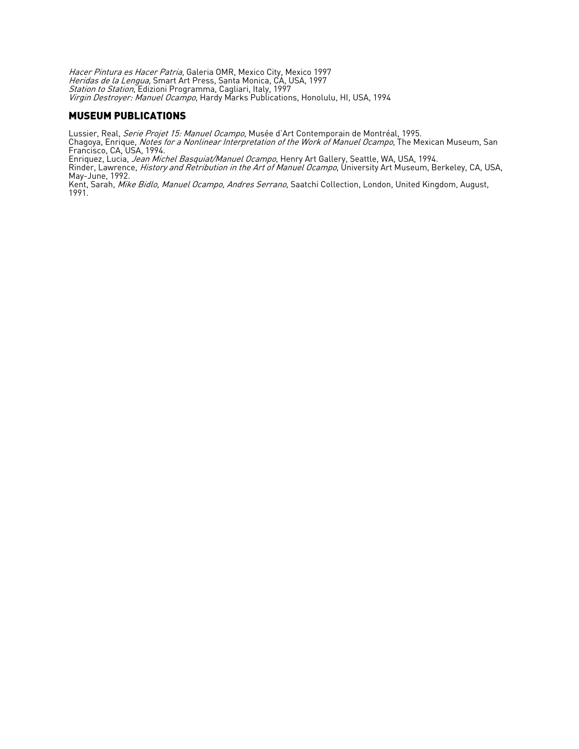*Hacer Pintura es Hacer Patria*, Galeria OMR, Mexico City, Mexico 1997
*Heridas de la Lengua*, Smart Art Press, Santa Monica, CA, USA, 1997
*Station to Station*, Edizioni Programma, Cagliari, Italy, 1997
*Virgin Destroyer: Manuel Ocampo*, Hardy Marks Publications, Honolulu, HI, USA, 1994

## MUSEUM PUBLICATIONS

Lussier, Real, *Serie Projet 15: Manuel Ocampo*, Musée d'Art Contemporain de Montréal, 1995.
Chagoya, Enrique, *Notes for a Nonlinear Interpretation of the Work of Manuel Ocampo*, The Mexican Museum, San Francisco, CA, USA, 1994.
Enriquez, Lucia, *Jean Michel Basquiat/Manuel Ocampo*, Henry Art Gallery, Seattle, WA, USA, 1994.
Rinder, Lawrence, *History and Retribution in the Art of Manuel Ocampo*, University Art Museum, Berkeley, CA, USA, May-June, 1992.
Kent, Sarah, *Mike Bidlo, Manuel Ocampo, Andres Serrano*, Saatchi Collection, London, United Kingdom, August, 1991.